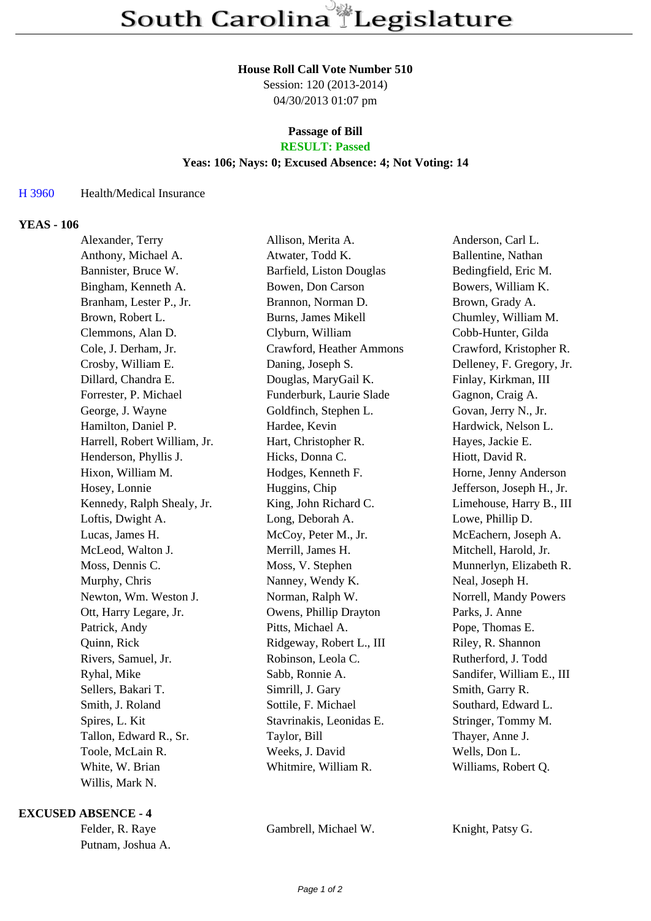# South Carolina Legislature

**House Roll Call Vote Number 510**
Session: 120 (2013-2014)
04/30/2013 01:07 pm

**Passage of Bill**
**RESULT: Passed**
**Yeas: 106; Nays: 0; Excused Absence: 4; Not Voting: 14**

H 3960 Health/Medical Insurance

**YEAS - 106**

| | | |
|---|---|---|
| Alexander, Terry | Allison, Merita A. | Anderson, Carl L. |
| Anthony, Michael A. | Atwater, Todd K. | Ballentine, Nathan |
| Bannister, Bruce W. | Barfield, Liston Douglas | Bedingfield, Eric M. |
| Bingham, Kenneth A. | Bowen, Don Carson | Bowers, William K. |
| Branham, Lester P., Jr. | Brannon, Norman D. | Brown, Grady A. |
| Brown, Robert L. | Burns, James Mikell | Chumley, William M. |
| Clemmons, Alan D. | Clyburn, William | Cobb-Hunter, Gilda |
| Cole, J. Derham, Jr. | Crawford, Heather Ammons | Crawford, Kristopher R. |
| Crosby, William E. | Daning, Joseph S. | Delleney, F. Gregory, Jr. |
| Dillard, Chandra E. | Douglas, MaryGail K. | Finlay, Kirkman, III |
| Forrester, P. Michael | Funderburk, Laurie Slade | Gagnon, Craig A. |
| George, J. Wayne | Goldfinch, Stephen L. | Govan, Jerry N., Jr. |
| Hamilton, Daniel P. | Hardee, Kevin | Hardwick, Nelson L. |
| Harrell, Robert William, Jr. | Hart, Christopher R. | Hayes, Jackie E. |
| Henderson, Phyllis J. | Hicks, Donna C. | Hiott, David R. |
| Hixon, William M. | Hodges, Kenneth F. | Horne, Jenny Anderson |
| Hosey, Lonnie | Huggins, Chip | Jefferson, Joseph H., Jr. |
| Kennedy, Ralph Shealy, Jr. | King, John Richard C. | Limehouse, Harry B., III |
| Loftis, Dwight A. | Long, Deborah A. | Lowe, Phillip D. |
| Lucas, James H. | McCoy, Peter M., Jr. | McEachern, Joseph A. |
| McLeod, Walton J. | Merrill, James H. | Mitchell, Harold, Jr. |
| Moss, Dennis C. | Moss, V. Stephen | Munnerlyn, Elizabeth R. |
| Murphy, Chris | Nanney, Wendy K. | Neal, Joseph H. |
| Newton, Wm. Weston J. | Norman, Ralph W. | Norrell, Mandy Powers |
| Ott, Harry Legare, Jr. | Owens, Phillip Drayton | Parks, J. Anne |
| Patrick, Andy | Pitts, Michael A. | Pope, Thomas E. |
| Quinn, Rick | Ridgeway, Robert L., III | Riley, R. Shannon |
| Rivers, Samuel, Jr. | Robinson, Leola C. | Rutherford, J. Todd |
| Ryhal, Mike | Sabb, Ronnie A. | Sandifer, William E., III |
| Sellers, Bakari T. | Simrill, J. Gary | Smith, Garry R. |
| Smith, J. Roland | Sottile, F. Michael | Southard, Edward L. |
| Spires, L. Kit | Stavrinakis, Leonidas E. | Stringer, Tommy M. |
| Tallon, Edward R., Sr. | Taylor, Bill | Thayer, Anne J. |
| Toole, McLain R. | Weeks, J. David | Wells, Don L. |
| White, W. Brian | Whitmire, William R. | Williams, Robert Q. |
| Willis, Mark N. | | |

**EXCUSED ABSENCE - 4**

| | | |
|---|---|---|
| Felder, R. Raye | Gambrell, Michael W. | Knight, Patsy G. |
| Putnam, Joshua A. | | |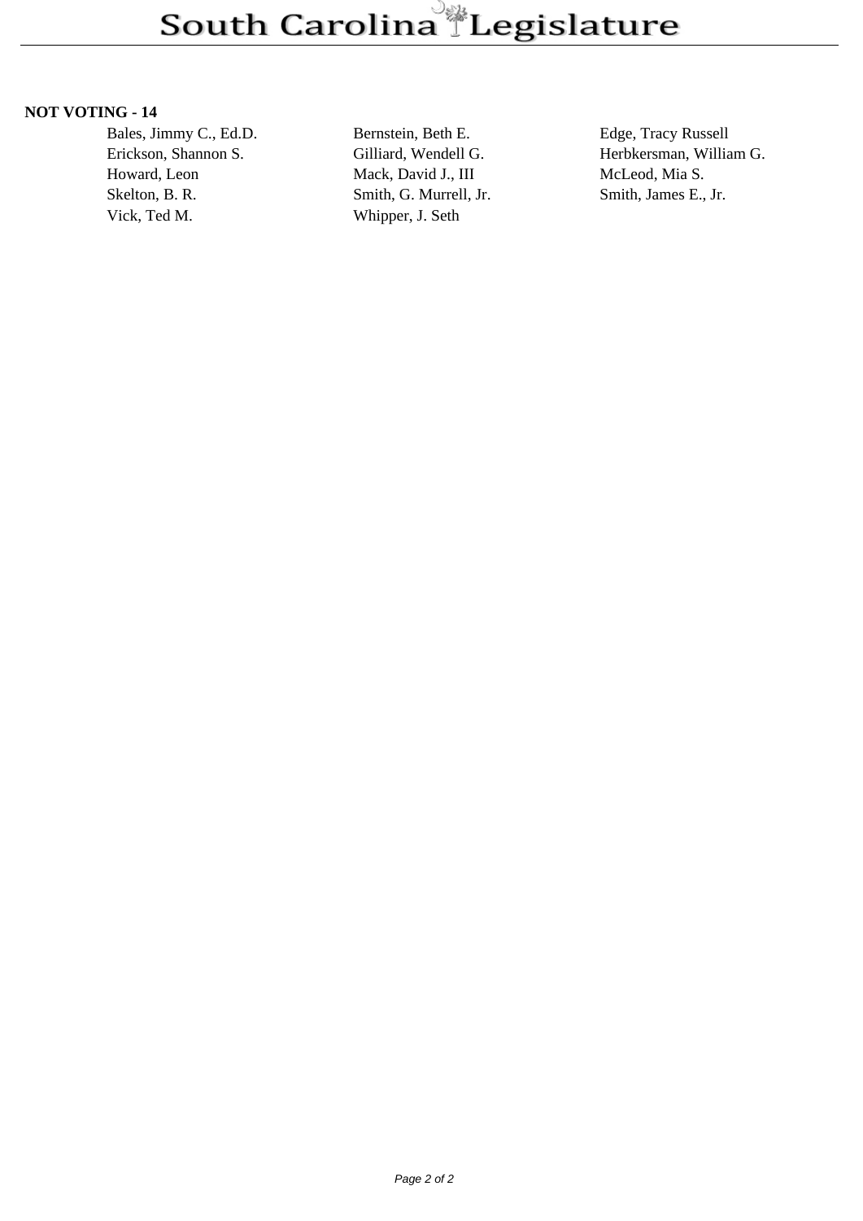**NOT VOTING - 14**

| | | |
|---|---|---|
| Bales, Jimmy C., Ed.D. | Bernstein, Beth E. | Edge, Tracy Russell |
| Erickson, Shannon S. | Gilliard, Wendell G. | Herbkersman, William G. |
| Howard, Leon | Mack, David J., III | McLeod, Mia S. |
| Skelton, B. R. | Smith, G. Murrell, Jr. | Smith, James E., Jr. |
| Vick, Ted M. | Whipper, J. Seth | |